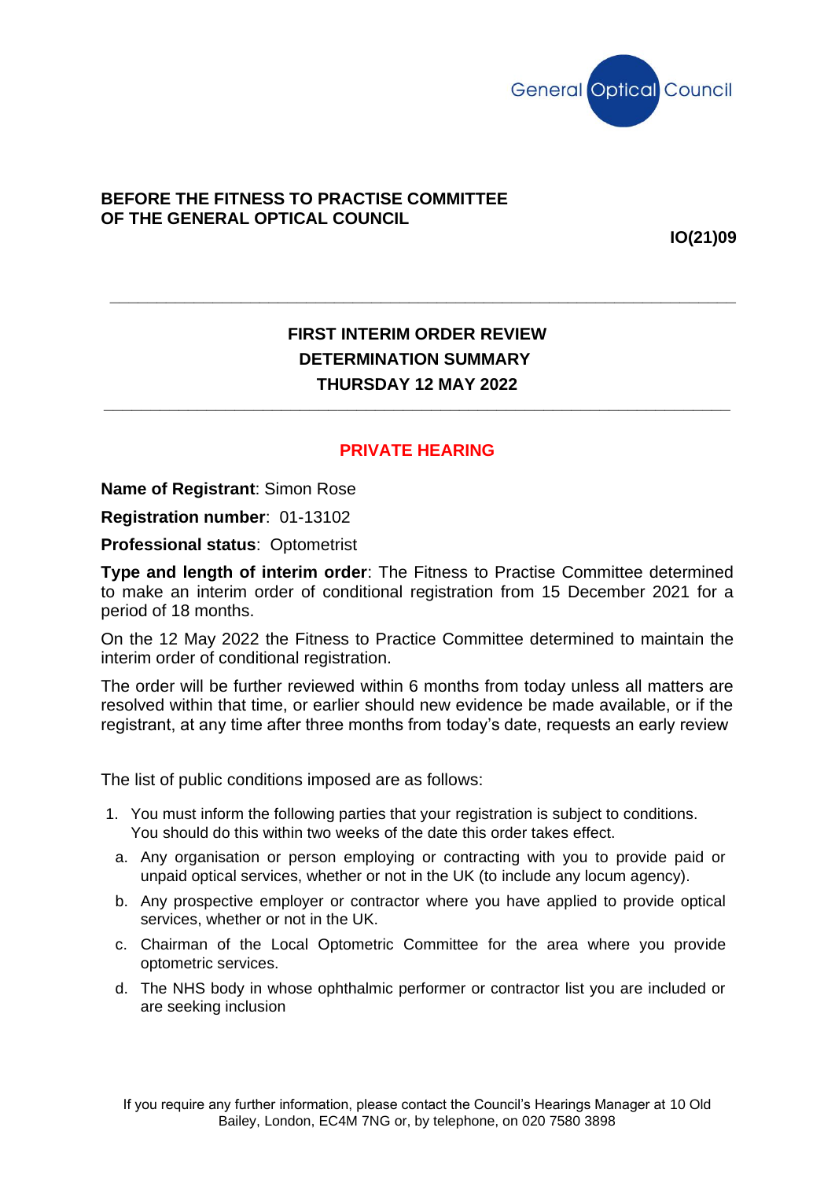General Optical Council

**BEFORE THE FITNESS TO PRACTISE COMMITTEE OF THE GENERAL OPTICAL COUNCIL**

**IO(21)09**

---

## FIRST INTERIM ORDER REVIEW DETERMINATION SUMMARY THURSDAY 12 MAY 2022

---

**PRIVATE HEARING**

**Name of Registrant**: Simon Rose

**Registration number**: 01-13102

**Professional status**: Optometrist

**Type and length of interim order**: The Fitness to Practise Committee determined to make an interim order of conditional registration from 15 December 2021 for a period of 18 months.

On the 12 May 2022 the Fitness to Practice Committee determined to maintain the interim order of conditional registration.

The order will be further reviewed within 6 months from today unless all matters are resolved within that time, or earlier should new evidence be made available, or if the registrant, at any time after three months from today's date, requests an early review

The list of public conditions imposed are as follows:

1. You must inform the following parties that your registration is subject to conditions. You should do this within two weeks of the date this order takes effect.
   a. Any organisation or person employing or contracting with you to provide paid or unpaid optical services, whether or not in the UK (to include any locum agency).
   b. Any prospective employer or contractor where you have applied to provide optical services, whether or not in the UK.
   c. Chairman of the Local Optometric Committee for the area where you provide optometric services.
   d. The NHS body in whose ophthalmic performer or contractor list you are included or are seeking inclusion

If you require any further information, please contact the Council's Hearings Manager at 10 Old Bailey, London, EC4M 7NG or, by telephone, on 020 7580 3898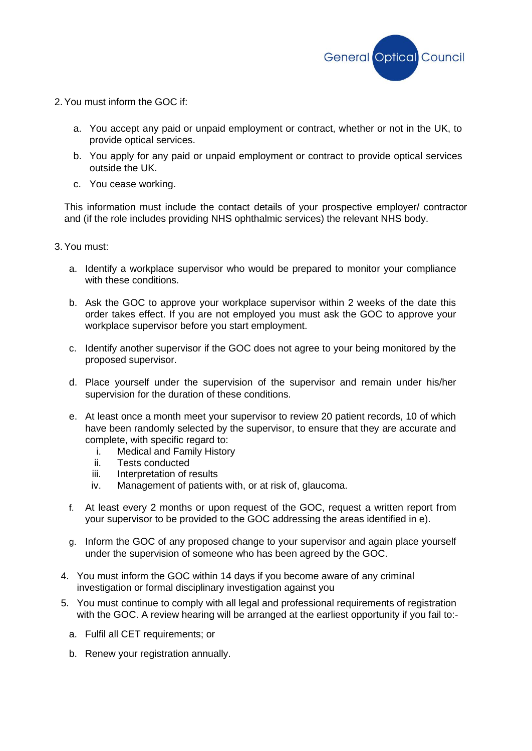2. You must inform the GOC if:

   a. You accept any paid or unpaid employment or contract, whether or not in the UK, to provide optical services.

   b. You apply for any paid or unpaid employment or contract to provide optical services outside the UK.

   c. You cease working.

   This information must include the contact details of your prospective employer/ contractor and (if the role includes providing NHS ophthalmic services) the relevant NHS body.

3. You must:

   a. Identify a workplace supervisor who would be prepared to monitor your compliance with these conditions.

   b. Ask the GOC to approve your workplace supervisor within 2 weeks of the date this order takes effect. If you are not employed you must ask the GOC to approve your workplace supervisor before you start employment.

   c. Identify another supervisor if the GOC does not agree to your being monitored by the proposed supervisor.

   d. Place yourself under the supervision of the supervisor and remain under his/her supervision for the duration of these conditions.

   e. At least once a month meet your supervisor to review 20 patient records, 10 of which have been randomly selected by the supervisor, to ensure that they are accurate and complete, with specific regard to:
      i. Medical and Family History
      ii. Tests conducted
      iii. Interpretation of results
      iv. Management of patients with, or at risk of, glaucoma.

   f. At least every 2 months or upon request of the GOC, request a written report from your supervisor to be provided to the GOC addressing the areas identified in e).

   g. Inform the GOC of any proposed change to your supervisor and again place yourself under the supervision of someone who has been agreed by the GOC.

4. You must inform the GOC within 14 days if you become aware of any criminal investigation or formal disciplinary investigation against you

5. You must continue to comply with all legal and professional requirements of registration with the GOC. A review hearing will be arranged at the earliest opportunity if you fail to:-

   a. Fulfil all CET requirements; or

   b. Renew your registration annually.